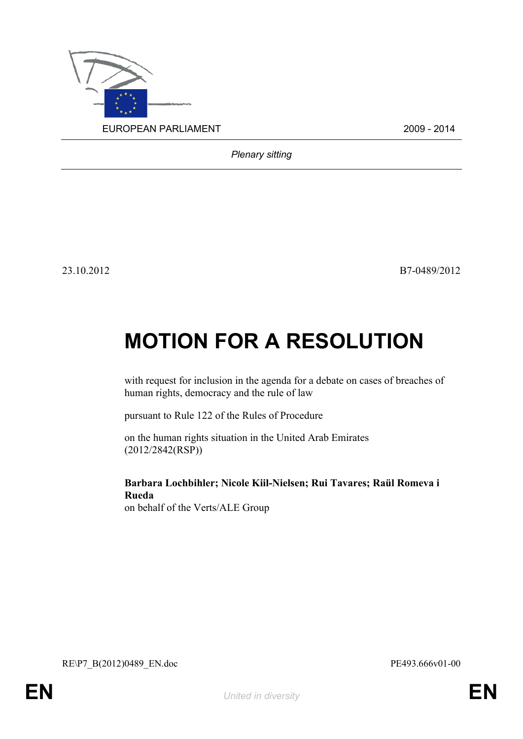EUROPEAN PARLIAMENT 2009 - 2014

*Plenary sitting*

23.10.2012 B7-0489/2012

# MOTION FOR A RESOLUTION

with request for inclusion in the agenda for a debate on cases of breaches of human rights, democracy and the rule of law

pursuant to Rule 122 of the Rules of Procedure

on the human rights situation in the United Arab Emirates (2012/2842(RSP))

**Barbara Lochbihler; Nicole Kiil-Nielsen; Rui Tavares; Raül Romeva i Rueda**
on behalf of the Verts/ALE Group

RE\P7_B(2012)0489_EN.doc PE493.666v01-00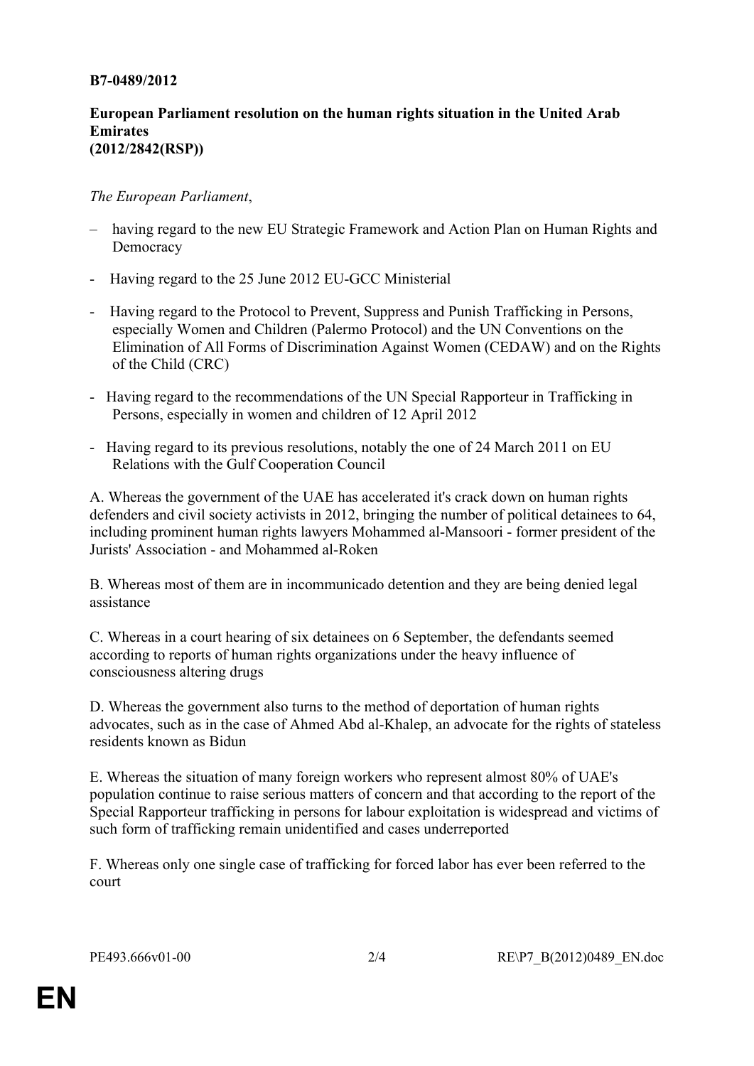**B7-0489/2012**

**European Parliament resolution on the human rights situation in the United Arab Emirates (2012/2842(RSP))**

*The European Parliament*,

- having regard to the new EU Strategic Framework and Action Plan on Human Rights and Democracy
- Having regard to the 25 June 2012 EU-GCC Ministerial
- Having regard to the Protocol to Prevent, Suppress and Punish Trafficking in Persons, especially Women and Children (Palermo Protocol) and the UN Conventions on the Elimination of All Forms of Discrimination Against Women (CEDAW) and on the Rights of the Child (CRC)
- Having regard to the recommendations of the UN Special Rapporteur in Trafficking in Persons, especially in women and children of 12 April 2012
- Having regard to its previous resolutions, notably the one of 24 March 2011 on EU Relations with the Gulf Cooperation Council

A. Whereas the government of the UAE has accelerated it's crack down on human rights defenders and civil society activists in 2012, bringing the number of political detainees to 64, including prominent human rights lawyers Mohammed al-Mansoori - former president of the Jurists' Association - and Mohammed al-Roken

B. Whereas most of them are in incommunicado detention and they are being denied legal assistance

C. Whereas in a court hearing of six detainees on 6 September, the defendants seemed according to reports of human rights organizations under the heavy influence of consciousness altering drugs

D. Whereas the government also turns to the method of deportation of human rights advocates, such as in the case of Ahmed Abd al-Khalep, an advocate for the rights of stateless residents known as Bidun

E. Whereas the situation of many foreign workers who represent almost 80% of UAE's population continue to raise serious matters of concern and that according to the report of the Special Rapporteur trafficking in persons for labour exploitation is widespread and victims of such form of trafficking remain unidentified and cases underreported

F. Whereas only one single case of trafficking for forced labor has ever been referred to the court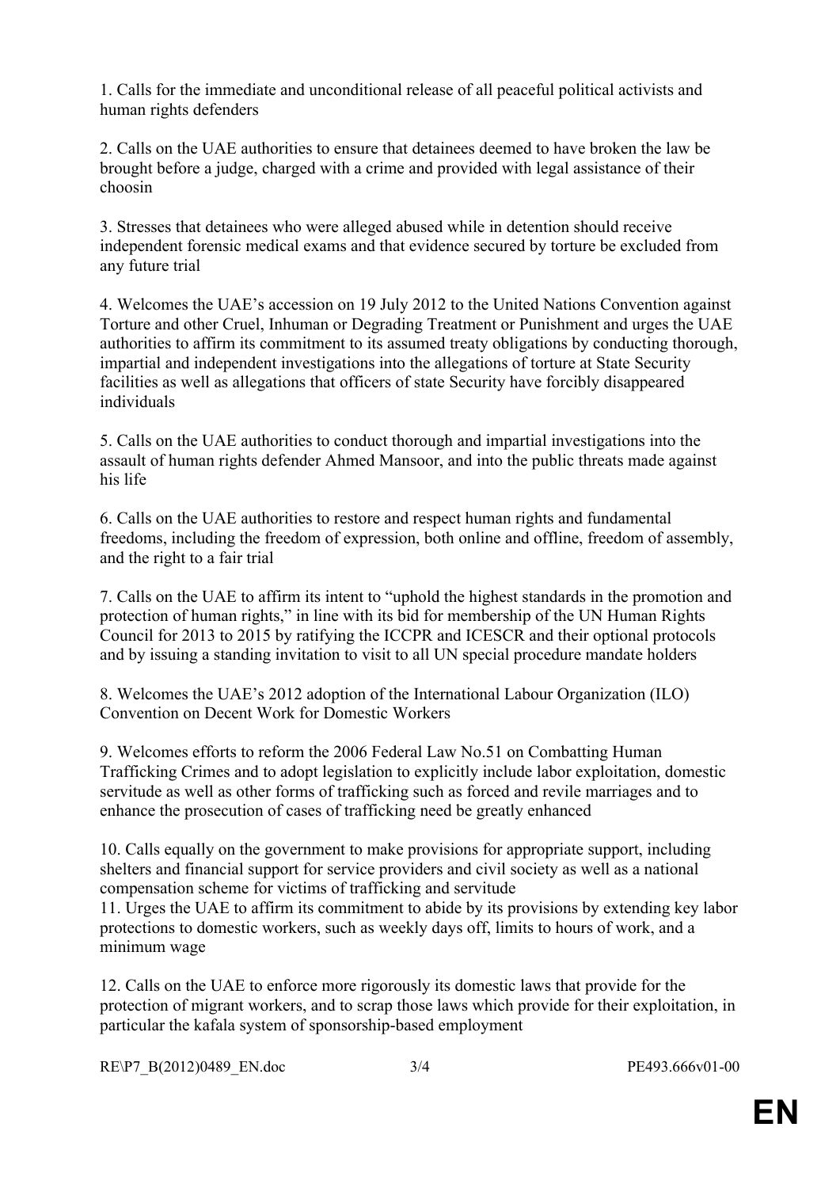1. Calls for the immediate and unconditional release of all peaceful political activists and human rights defenders

2. Calls on the UAE authorities to ensure that detainees deemed to have broken the law be brought before a judge, charged with a crime and provided with legal assistance of their choosin

3. Stresses that detainees who were alleged abused while in detention should receive independent forensic medical exams and that evidence secured by torture be excluded from any future trial

4. Welcomes the UAE's accession on 19 July 2012 to the United Nations Convention against Torture and other Cruel, Inhuman or Degrading Treatment or Punishment and urges the UAE authorities to affirm its commitment to its assumed treaty obligations by conducting thorough, impartial and independent investigations into the allegations of torture at State Security facilities as well as allegations that officers of state Security have forcibly disappeared individuals

5. Calls on the UAE authorities to conduct thorough and impartial investigations into the assault of human rights defender Ahmed Mansoor, and into the public threats made against his life

6. Calls on the UAE authorities to restore and respect human rights and fundamental freedoms, including the freedom of expression, both online and offline, freedom of assembly, and the right to a fair trial

7. Calls on the UAE to affirm its intent to "uphold the highest standards in the promotion and protection of human rights," in line with its bid for membership of the UN Human Rights Council for 2013 to 2015 by ratifying the ICCPR and ICESCR and their optional protocols and by issuing a standing invitation to visit to all UN special procedure mandate holders

8. Welcomes the UAE's 2012 adoption of the International Labour Organization (ILO) Convention on Decent Work for Domestic Workers

9. Welcomes efforts to reform the 2006 Federal Law No.51 on Combatting Human Trafficking Crimes and to adopt legislation to explicitly include labor exploitation, domestic servitude as well as other forms of trafficking such as forced and revile marriages and to enhance the prosecution of cases of trafficking need be greatly enhanced

10. Calls equally on the government to make provisions for appropriate support, including shelters and financial support for service providers and civil society as well as a national compensation scheme for victims of trafficking and servitude

11. Urges the UAE to affirm its commitment to abide by its provisions by extending key labor protections to domestic workers, such as weekly days off, limits to hours of work, and a minimum wage

12. Calls on the UAE to enforce more rigorously its domestic laws that provide for the protection of migrant workers, and to scrap those laws which provide for their exploitation, in particular the kafala system of sponsorship-based employment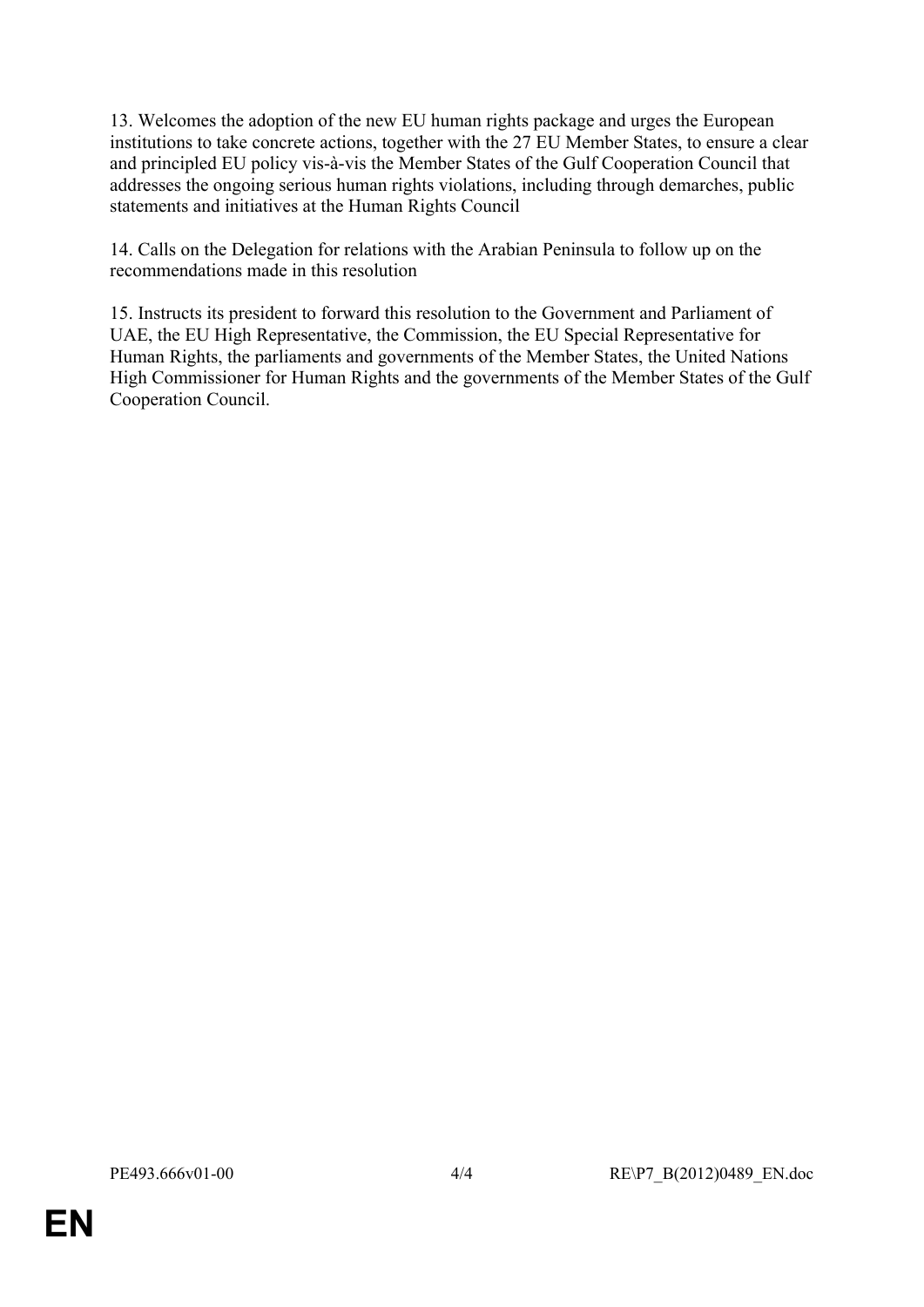13. Welcomes the adoption of the new EU human rights package and urges the European institutions to take concrete actions, together with the 27 EU Member States, to ensure a clear and principled EU policy vis-à-vis the Member States of the Gulf Cooperation Council that addresses the ongoing serious human rights violations, including through demarches, public statements and initiatives at the Human Rights Council

14. Calls on the Delegation for relations with the Arabian Peninsula to follow up on the recommendations made in this resolution

15. Instructs its president to forward this resolution to the Government and Parliament of UAE, the EU High Representative, the Commission, the EU Special Representative for Human Rights, the parliaments and governments of the Member States, the United Nations High Commissioner for Human Rights and the governments of the Member States of the Gulf Cooperation Council.